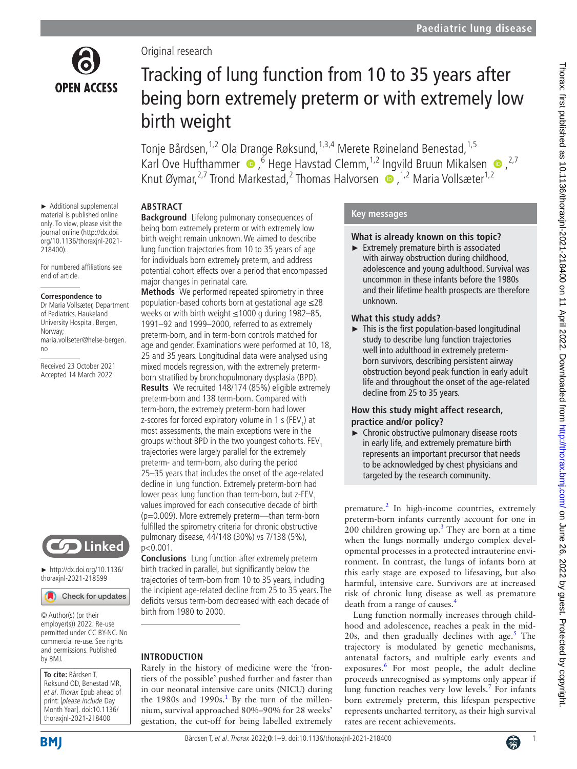Original research

# Tracking of lung function from 10 to 35 years after being born extremely preterm or with extremely low birth weight

Tonje Bårdsen,[1,2] Ola Drange Røksund,[1,3,4] Merete Røineland Benestad,[1,5] Karl Ove Hufthammer,[6] Hege Havstad Clemm,[1,2] Ingvild Bruun Mikalsen,[2,7] Knut Øymar,[2,7] Trond Markestad,[2] Thomas Halvorsen,[1,2] Maria Vollsæter[1,2]

► Additional supplemental material is published online only. To view, please visit the journal online (http://dx.doi.org/10.1136/thoraxjnl-2021-218400).

For numbered affiliations see end of article.

**Correspondence to**
Dr Maria Vollsæter, Department of Pediatrics, Haukeland University Hospital, Bergen, Norway; maria.vollseter@helse-bergen.no

Received 23 October 2021
Accepted 14 March 2022

► http://dx.doi.org/10.1136/thoraxjnl-2021-218599

© Author(s) (or their employer(s)) 2022. Re-use permitted under CC BY-NC. No commercial re-use. See rights and permissions. Published by BMJ.

**To cite:** Bårdsen T, Røksund OD, Benestad MR, *et al*. *Thorax* Epub ahead of print: [*please include* Day Month Year]. doi:10.1136/thoraxjnl-2021-218400

## ABSTRACT

**Background** Lifelong pulmonary consequences of being born extremely preterm or with extremely low birth weight remain unknown. We aimed to describe lung function trajectories from 10 to 35 years of age for individuals born extremely preterm, and address potential cohort effects over a period that encompassed major changes in perinatal care.

**Methods** We performed repeated spirometry in three population-based cohorts born at gestational age ≤28 weeks or with birth weight ≤1000 g during 1982–85, 1991–92 and 1999–2000, referred to as extremely preterm-born, and in term-born controls matched for age and gender. Examinations were performed at 10, 18, 25 and 35 years. Longitudinal data were analysed using mixed models regression, with the extremely preterm-born stratified by bronchopulmonary dysplasia (BPD).

**Results** We recruited 148/174 (85%) eligible extremely preterm-born and 138 term-born. Compared with term-born, the extremely preterm-born had lower z-scores for forced expiratory volume in 1 s ($FEV_1$) at most assessments, the main exceptions were in the groups without BPD in the two youngest cohorts. $FEV_1$ trajectories were largely parallel for the extremely preterm- and term-born, also during the period 25–35 years that includes the onset of the age-related decline in lung function. Extremely preterm-born had lower peak lung function than term-born, but z-$FEV_1$ values improved for each consecutive decade of birth (p=0.009). More extremely preterm—than term-born fulfilled the spirometry criteria for chronic obstructive pulmonary disease, 44/148 (30%) vs 7/138 (5%), p<0.001.

**Conclusions** Lung function after extremely preterm birth tracked in parallel, but significantly below the trajectories of term-born from 10 to 35 years, including the incipient age-related decline from 25 to 35 years. The deficits versus term-born decreased with each decade of birth from 1980 to 2000.

## Key messages

### What is already known on this topic?

► Extremely premature birth is associated with airway obstruction during childhood, adolescence and young adulthood. Survival was uncommon in these infants before the 1980s and their lifetime health prospects are therefore unknown.

### What this study adds?

► This is the first population-based longitudinal study to describe lung function trajectories well into adulthood in extremely preterm-born survivors, describing persistent airway obstruction beyond peak function in early adult life and throughout the onset of the age-related decline from 25 to 35 years.

### How this study might affect research, practice and/or policy?

► Chronic obstructive pulmonary disease roots in early life, and extremely premature birth represents an important precursor that needs to be acknowledged by chest physicians and targeted by the research community.

## INTRODUCTION

Rarely in the history of medicine were the 'frontiers of the possible' pushed further and faster than in our neonatal intensive care units (NICU) during the 1980s and 1990s.[1] By the turn of the millennium, survival approached 80%–90% for 28 weeks' gestation, the cut-off for being labelled extremely premature.[2] In high-income countries, extremely preterm-born infants currently account for one in 200 children growing up.[3] They are born at a time when the lungs normally undergo complex developmental processes in a protected intrauterine environment. In contrast, the lungs of infants born at this early stage are exposed to lifesaving, but also harmful, intensive care. Survivors are at increased risk of chronic lung disease as well as premature death from a range of causes.[4]

Lung function normally increases through childhood and adolescence, reaches a peak in the mid-20s, and then gradually declines with age.[5] The trajectory is modulated by genetic mechanisms, antenatal factors, and multiple early events and exposures.[6] For most people, the adult decline proceeds unrecognised as symptoms only appear if lung function reaches very low levels.[7] For infants born extremely preterm, this lifespan perspective represents uncharted territory, as their high survival rates are recent achievements.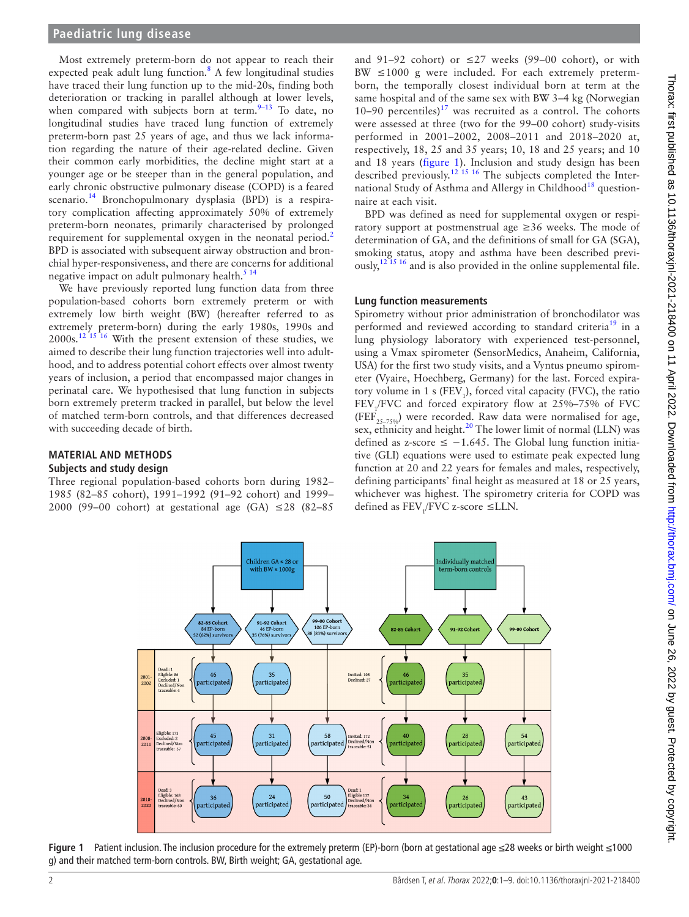Most extremely preterm-born do not appear to reach their expected peak adult lung function.[8] A few longitudinal studies have traced their lung function up to the mid-20s, finding both deterioration or tracking in parallel although at lower levels, when compared with subjects born at term.[9–13] To date, no longitudinal studies have traced lung function of extremely preterm-born past 25 years of age, and thus we lack information regarding the nature of their age-related decline. Given their common early morbidities, the decline might start at a younger age or be steeper than in the general population, and early chronic obstructive pulmonary disease (COPD) is a feared scenario.[14] Bronchopulmonary dysplasia (BPD) is a respiratory complication affecting approximately 50% of extremely preterm-born neonates, primarily characterised by prolonged requirement for supplemental oxygen in the neonatal period.[2] BPD is associated with subsequent airway obstruction and bronchial hyper-responsiveness, and there are concerns for additional negative impact on adult pulmonary health.[5 14]

We have previously reported lung function data from three population-based cohorts born extremely preterm or with extremely low birth weight (BW) (hereafter referred to as extremely preterm-born) during the early 1980s, 1990s and 2000s.[12 15 16] With the present extension of these studies, we aimed to describe their lung function trajectories well into adulthood, and to address potential cohort effects over almost twenty years of inclusion, a period that encompassed major changes in perinatal care. We hypothesised that lung function in subjects born extremely preterm tracked in parallel, but below the level of matched term-born controls, and that differences decreased with succeeding decade of birth.

## MATERIAL AND METHODS

### Subjects and study design

Three regional population-based cohorts born during 1982–1985 (82–85 cohort), 1991–1992 (91–92 cohort) and 1999–2000 (99–00 cohort) at gestational age (GA) ≤28 (82–85 and 91–92 cohort) or ≤27 weeks (99–00 cohort), or with BW ≤1000 g were included. For each extremely preterm-born, the temporally closest individual born at term at the same hospital and of the same sex with BW 3–4 kg (Norwegian 10–90 percentiles)[17] was recruited as a control. The cohorts were assessed at three (two for the 99–00 cohort) study-visits performed in 2001–2002, 2008–2011 and 2018–2020 at, respectively, 18, 25 and 35 years; 10, 18 and 25 years; and 10 and 18 years (figure 1). Inclusion and study design has been described previously.[12 15 16] The subjects completed the International Study of Asthma and Allergy in Childhood[18] questionnaire at each visit.

BPD was defined as need for supplemental oxygen or respiratory support at postmenstrual age ≥36 weeks. The mode of determination of GA, and the definitions of small for GA (SGA), smoking status, atopy and asthma have been described previously,[12 15 16] and is also provided in the online supplemental file.

### Lung function measurements

Spirometry without prior administration of bronchodilator was performed and reviewed according to standard criteria[19] in a lung physiology laboratory with experienced test-personnel, using a Vmax spirometer (SensorMedics, Anaheim, California, USA) for the first two study visits, and a Vyntus pneumo spirometer (Vyaire, Hoechberg, Germany) for the last. Forced expiratory volume in 1 s ($FEV_1$), forced vital capacity (FVC), the ratio $FEV_1$/FVC and forced expiratory flow at 25%–75% of FVC ($FEF_{25-75\%}$) were recorded. Raw data were normalised for age, sex, ethnicity and height.[20] The lower limit of normal (LLN) was defined as z-score ≤ −1.645. The Global lung function initiative (GLI) equations were used to estimate peak expected lung function at 20 and 22 years for females and males, respectively, defining participants' final height as measured at 18 or 25 years, whichever was highest. The spirometry criteria for COPD was defined as $FEV_1$/FVC z-score ≤LLN.

Figure 1 Patient inclusion. The inclusion procedure for the extremely preterm (EP)-born (born at gestational age ≤28 weeks or birth weight ≤1000 g) and their matched term-born controls. BW, Birth weight; GA, gestational age.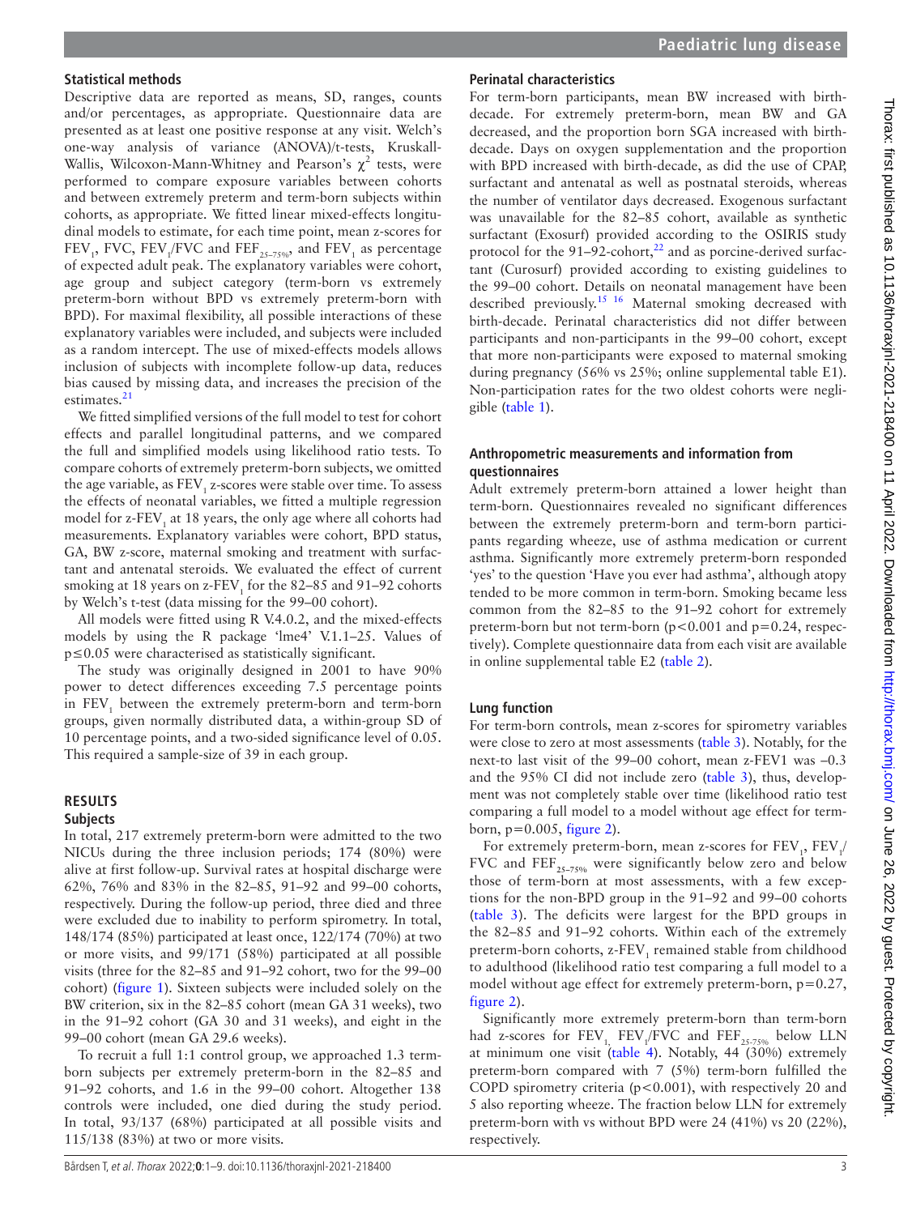### Statistical methods

Descriptive data are reported as means, SD, ranges, counts and/or percentages, as appropriate. Questionnaire data are presented as at least one positive response at any visit. Welch's one-way analysis of variance (ANOVA)/t-tests, Kruskall-Wallis, Wilcoxon-Mann-Whitney and Pearson's $\chi^2$ tests, were performed to compare exposure variables between cohorts and between extremely preterm and term-born subjects within cohorts, as appropriate. We fitted linear mixed-effects longitudinal models to estimate, for each time point, mean z-scores for $FEV_1$, FVC, $FEV_1$/FVC and $FEF_{25-75\%}$, and $FEV_1$ as percentage of expected adult peak. The explanatory variables were cohort, age group and subject category (term-born vs extremely preterm-born without BPD vs extremely preterm-born with BPD). For maximal flexibility, all possible interactions of these explanatory variables were included, and subjects were included as a random intercept. The use of mixed-effects models allows inclusion of subjects with incomplete follow-up data, reduces bias caused by missing data, and increases the precision of the estimates.[21]

We fitted simplified versions of the full model to test for cohort effects and parallel longitudinal patterns, and we compared the full and simplified models using likelihood ratio tests. To compare cohorts of extremely preterm-born subjects, we omitted the age variable, as $FEV_1$ z-scores were stable over time. To assess the effects of neonatal variables, we fitted a multiple regression model for z-$FEV_1$ at 18 years, the only age where all cohorts had measurements. Explanatory variables were cohort, BPD status, GA, BW z-score, maternal smoking and treatment with surfactant and antenatal steroids. We evaluated the effect of current smoking at 18 years on z-$FEV_1$ for the 82–85 and 91–92 cohorts by Welch's t-test (data missing for the 99–00 cohort).

All models were fitted using R V.4.0.2, and the mixed-effects models by using the R package 'lme4' V.1.1–25. Values of $p \leq 0.05$ were characterised as statistically significant.

The study was originally designed in 2001 to have 90% power to detect differences exceeding 7.5 percentage points in $FEV_1$ between the extremely preterm-born and term-born groups, given normally distributed data, a within-group SD of 10 percentage points, and a two-sided significance level of 0.05. This required a sample-size of 39 in each group.

## RESULTS

### Subjects

In total, 217 extremely preterm-born were admitted to the two NICUs during the three inclusion periods; 174 (80%) were alive at first follow-up. Survival rates at hospital discharge were 62%, 76% and 83% in the 82–85, 91–92 and 99–00 cohorts, respectively. During the follow-up period, three died and three were excluded due to inability to perform spirometry. In total, 148/174 (85%) participated at least once, 122/174 (70%) at two or more visits, and 99/171 (58%) participated at all possible visits (three for the 82–85 and 91–92 cohort, two for the 99–00 cohort) (figure 1). Sixteen subjects were included solely on the BW criterion, six in the 82–85 cohort (mean GA 31 weeks), two in the 91–92 cohort (GA 30 and 31 weeks), and eight in the 99–00 cohort (mean GA 29.6 weeks).

To recruit a full 1:1 control group, we approached 1.3 term-born subjects per extremely preterm-born in the 82–85 and 91–92 cohorts, and 1.6 in the 99–00 cohort. Altogether 138 controls were included, one died during the study period. In total, 93/137 (68%) participated at all possible visits and 115/138 (83%) at two or more visits.

### Perinatal characteristics

For term-born participants, mean BW increased with birth-decade. For extremely preterm-born, mean BW and GA decreased, and the proportion born SGA increased with birth-decade. Days on oxygen supplementation and the proportion with BPD increased with birth-decade, as did the use of CPAP, surfactant and antenatal as well as postnatal steroids, whereas the number of ventilator days decreased. Exogenous surfactant was unavailable for the 82–85 cohort, available as synthetic surfactant (Exosurf) provided according to the OSIRIS study protocol for the 91–92-cohort,[22] and as porcine-derived surfactant (Curosurf) provided according to existing guidelines to the 99–00 cohort. Details on neonatal management have been described previously.[15 16] Maternal smoking decreased with birth-decade. Perinatal characteristics did not differ between participants and non-participants in the 99–00 cohort, except that more non-participants were exposed to maternal smoking during pregnancy (56% vs 25%; online supplemental table E1). Non-participation rates for the two oldest cohorts were negligible (table 1).

### Anthropometric measurements and information from questionnaires

Adult extremely preterm-born attained a lower height than term-born. Questionnaires revealed no significant differences between the extremely preterm-born and term-born participants regarding wheeze, use of asthma medication or current asthma. Significantly more extremely preterm-born responded 'yes' to the question 'Have you ever had asthma', although atopy tended to be more common in term-born. Smoking became less common from the 82–85 to the 91–92 cohort for extremely preterm-born but not term-born ($p<0.001$ and $p=0.24$, respectively). Complete questionnaire data from each visit are available in online supplemental table E2 (table 2).

### Lung function

For term-born controls, mean z-scores for spirometry variables were close to zero at most assessments (table 3). Notably, for the next-to last visit of the 99–00 cohort, mean z-FEV1 was –0.3 and the 95% CI did not include zero (table 3), thus, development was not completely stable over time (likelihood ratio test comparing a full model to a model without age effect for term-born, $p=0.005$, figure 2).

For extremely preterm-born, mean z-scores for $FEV_1$, $FEV_1$/FVC and $FEF_{25-75\%}$ were significantly below zero and below those of term-born at most assessments, with a few exceptions for the non-BPD group in the 91–92 and 99–00 cohorts (table 3). The deficits were largest for the BPD groups in the 82–85 and 91–92 cohorts. Within each of the extremely preterm-born cohorts, z-$FEV_1$ remained stable from childhood to adulthood (likelihood ratio test comparing a full model to a model without age effect for extremely preterm-born, $p=0.27$, figure 2).

Significantly more extremely preterm-born than term-born had z-scores for $FEV_1$, $FEV_1$/FVC and $FEF_{25-75\%}$ below LLN at minimum one visit (table 4). Notably, 44 (30%) extremely preterm-born compared with 7 (5%) term-born fulfilled the COPD spirometry criteria ($p<0.001$), with respectively 20 and 5 also reporting wheeze. The fraction below LLN for extremely preterm-born with vs without BPD were 24 (41%) vs 20 (22%), respectively.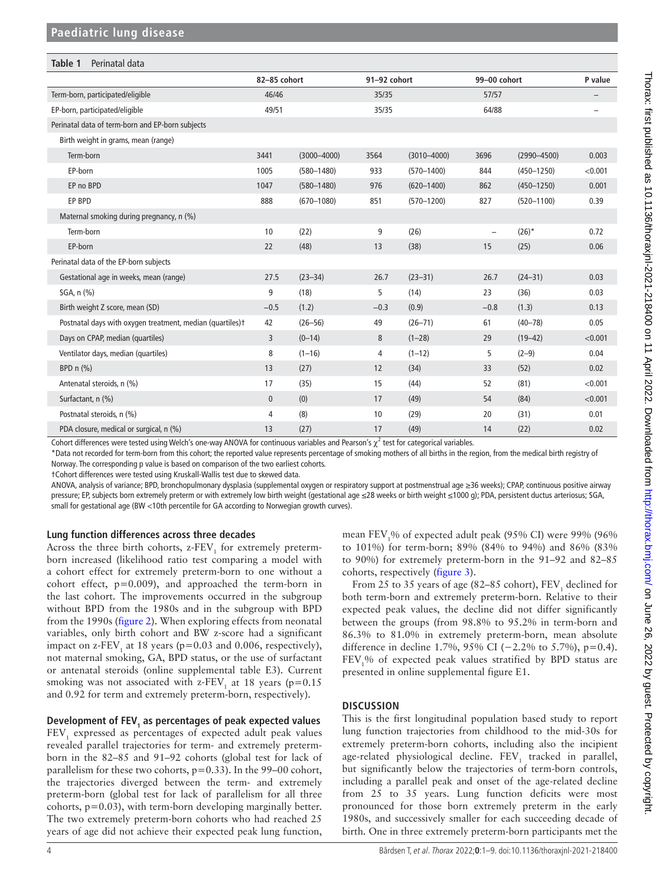**Table 1** Perinatal data

| | 82–85 cohort | | 91–92 cohort | | 99–00 cohort | | P value |
|---|---|---|---|---|---|---|---|
| Term-born, participated/eligible | 46/46 | | 35/35 | | 57/57 | | – |
| EP-born, participated/eligible | 49/51 | | 35/35 | | 64/88 | | – |
| Perinatal data of term-born and EP-born subjects | | | | | | | |
| Birth weight in grams, mean (range) | | | | | | | |
| Term-born | 3441 | (3000–4000) | 3564 | (3010–4000) | 3696 | (2990–4500) | 0.003 |
| EP-born | 1005 | (580–1480) | 933 | (570–1400) | 844 | (450–1250) | <0.001 |
| EP no BPD | 1047 | (580–1480) | 976 | (620–1400) | 862 | (450–1250) | 0.001 |
| EP BPD | 888 | (670–1080) | 851 | (570–1200) | 827 | (520–1100) | 0.39 |
| Maternal smoking during pregnancy, n (%) | | | | | | | |
| Term-born | 10 | (22) | 9 | (26) | – | (26)* | 0.72 |
| EP-born | 22 | (48) | 13 | (38) | 15 | (25) | 0.06 |
| Perinatal data of the EP-born subjects | | | | | | | |
| Gestational age in weeks, mean (range) | 27.5 | (23–34) | 26.7 | (23–31) | 26.7 | (24–31) | 0.03 |
| SGA, n (%) | 9 | (18) | 5 | (14) | 23 | (36) | 0.03 |
| Birth weight Z score, mean (SD) | −0.5 | (1.2) | −0.3 | (0.9) | −0.8 | (1.3) | 0.13 |
| Postnatal days with oxygen treatment, median (quartiles)† | 42 | (26–56) | 49 | (26–71) | 61 | (40–78) | 0.05 |
| Days on CPAP, median (quartiles) | 3 | (0–14) | 8 | (1–28) | 29 | (19–42) | <0.001 |
| Ventilator days, median (quartiles) | 8 | (1–16) | 4 | (1–12) | 5 | (2–9) | 0.04 |
| BPD n (%) | 13 | (27) | 12 | (34) | 33 | (52) | 0.02 |
| Antenatal steroids, n (%) | 17 | (35) | 15 | (44) | 52 | (81) | <0.001 |
| Surfactant, n (%) | 0 | (0) | 17 | (49) | 54 | (84) | <0.001 |
| Postnatal steroids, n (%) | 4 | (8) | 10 | (29) | 20 | (31) | 0.01 |
| PDA closure, medical or surgical, n (%) | 13 | (27) | 17 | (49) | 14 | (22) | 0.02 |

Cohort differences were tested using Welch's one-way ANOVA for continuous variables and Pearson's $\chi^2$ test for categorical variables.

*Data not recorded for term-born from this cohort; the reported value represents percentage of smoking mothers of all births in the region, from the medical birth registry of Norway. The corresponding p value is based on comparison of the two earliest cohorts.

†Cohort differences were tested using Kruskall-Wallis test due to skewed data.

ANOVA, analysis of variance; BPD, bronchopulmonary dysplasia (supplemental oxygen or respiratory support at postmenstrual age ≥36 weeks); CPAP, continuous positive airway pressure; EP, subjects born extremely preterm or with extremely low birth weight (gestational age ≤28 weeks or birth weight ≤1000 g); PDA, persistent ductus arteriosus; SGA, small for gestational age (BW <10th percentile for GA according to Norwegian growth curves).

### Lung function differences across three decades

Across the three birth cohorts, z-$FEV_1$ for extremely preterm-born increased (likelihood ratio test comparing a model with a cohort effect for extremely preterm-born to one without a cohort effect, p=0.009), and approached the term-born in the last cohort. The improvements occurred in the subgroup without BPD from the 1980s and in the subgroup with BPD from the 1990s (figure 2). When exploring effects from neonatal variables, only birth cohort and BW z-score had a significant impact on z-$FEV_1$ at 18 years (p=0.03 and 0.006, respectively), not maternal smoking, GA, BPD status, or the use of surfactant or antenatal steroids (online supplemental table E3). Current smoking was not associated with z-$FEV_1$ at 18 years (p=0.15 and 0.92 for term and extremely preterm-born, respectively).

### Development of $FEV_1$ as percentages of peak expected values

$FEV_1$ expressed as percentages of expected adult peak values revealed parallel trajectories for term- and extremely preterm-born in the 82–85 and 91–92 cohorts (global test for lack of parallelism for these two cohorts, p=0.33). In the 99–00 cohort, the trajectories diverged between the term- and extremely preterm-born (global test for lack of parallelism for all three cohorts, p=0.03), with term-born developing marginally better. The two extremely preterm-born cohorts who had reached 25 years of age did not achieve their expected peak lung function, mean $FEV_1$% of expected adult peak (95% CI) were 99% (96% to 101%) for term-born; 89% (84% to 94%) and 86% (83% to 90%) for extremely preterm-born in the 91–92 and 82–85 cohorts, respectively (figure 3).

From 25 to 35 years of age (82–85 cohort), $FEV_1$ declined for both term-born and extremely preterm-born. Relative to their expected peak values, the decline did not differ significantly between the groups (from 98.8% to 95.2% in term-born and 86.3% to 81.0% in extremely preterm-born, mean absolute difference in decline 1.7%, 95% CI (−2.2% to 5.7%), p=0.4). $FEV_1$% of expected peak values stratified by BPD status are presented in online supplemental figure E1.

## DISCUSSION

This is the first longitudinal population based study to report lung function trajectories from childhood to the mid-30s for extremely preterm-born cohorts, including also the incipient age-related physiological decline. $FEV_1$ tracked in parallel, but significantly below the trajectories of term-born controls, including a parallel peak and onset of the age-related decline from 25 to 35 years. Lung function deficits were most pronounced for those born extremely preterm in the early 1980s, and successively smaller for each succeeding decade of birth. One in three extremely preterm-born participants met the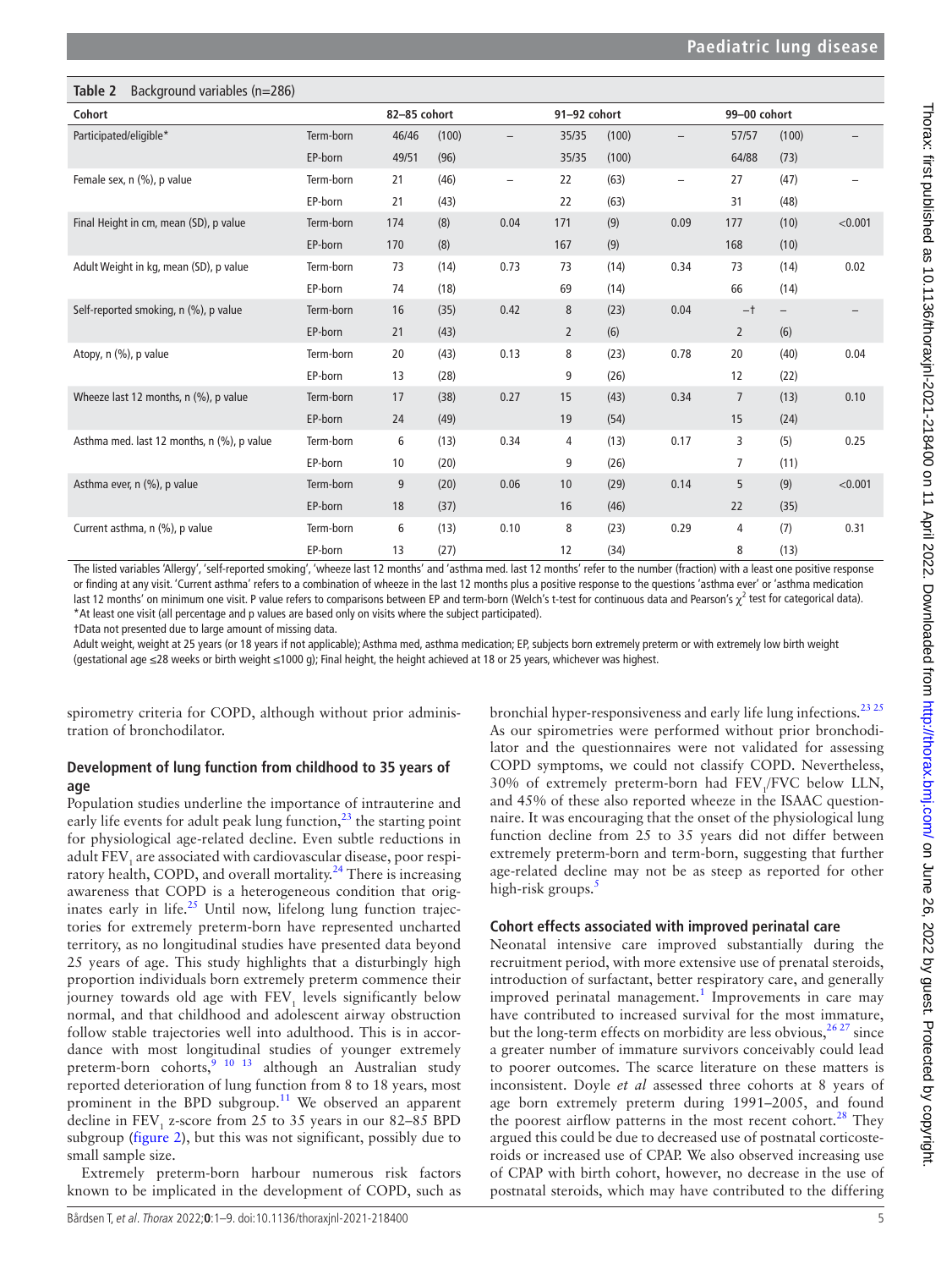**Table 2** Background variables (n=286)

| Cohort | | 82–85 cohort | | | 91–92 cohort | | | 99–00 cohort | | |
|---|---|---|---|---|---|---|---|---|---|---|
| Participated/eligible* | Term-born | 46/46 | (100) | – | 35/35 | (100) | – | 57/57 | (100) | – |
| | EP-born | 49/51 | (96) | | 35/35 | (100) | | 64/88 | (73) | |
| Female sex, n (%), p value | Term-born | 21 | (46) | – | 22 | (63) | – | 27 | (47) | – |
| | EP-born | 21 | (43) | | 22 | (63) | | 31 | (48) | |
| Final Height in cm, mean (SD), p value | Term-born | 174 | (8) | 0.04 | 171 | (9) | 0.09 | 177 | (10) | <0.001 |
| | EP-born | 170 | (8) | | 167 | (9) | | 168 | (10) | |
| Adult Weight in kg, mean (SD), p value | Term-born | 73 | (14) | 0.73 | 73 | (14) | 0.34 | 73 | (14) | 0.02 |
| | EP-born | 74 | (18) | | 69 | (14) | | 66 | (14) | |
| Self-reported smoking, n (%), p value | Term-born | 16 | (35) | 0.42 | 8 | (23) | 0.04 | –† | – | – |
| | EP-born | 21 | (43) | | 2 | (6) | | 2 | (6) | |
| Atopy, n (%), p value | Term-born | 20 | (43) | 0.13 | 8 | (23) | 0.78 | 20 | (40) | 0.04 |
| | EP-born | 13 | (28) | | 9 | (26) | | 12 | (22) | |
| Wheeze last 12 months, n (%), p value | Term-born | 17 | (38) | 0.27 | 15 | (43) | 0.34 | 7 | (13) | 0.10 |
| | EP-born | 24 | (49) | | 19 | (54) | | 15 | (24) | |
| Asthma med. last 12 months, n (%), p value | Term-born | 6 | (13) | 0.34 | 4 | (13) | 0.17 | 3 | (5) | 0.25 |
| | EP-born | 10 | (20) | | 9 | (26) | | 7 | (11) | |
| Asthma ever, n (%), p value | Term-born | 9 | (20) | 0.06 | 10 | (29) | 0.14 | 5 | (9) | <0.001 |
| | EP-born | 18 | (37) | | 16 | (46) | | 22 | (35) | |
| Current asthma, n (%), p value | Term-born | 6 | (13) | 0.10 | 8 | (23) | 0.29 | 4 | (7) | 0.31 |
| | EP-born | 13 | (27) | | 12 | (34) | | 8 | (13) | |

The listed variables 'Allergy', 'self-reported smoking', 'wheeze last 12 months' and 'asthma med. last 12 months' refer to the number (fraction) with a least one positive response or finding at any visit. 'Current asthma' refers to a combination of wheeze in the last 12 months plus a positive response to the questions 'asthma ever' or 'asthma medication last 12 months' on minimum one visit. P value refers to comparisons between EP and term-born (Welch's t-test for continuous data and Pearson's $\chi^2$ test for categorical data).
*At least one visit (all percentage and p values are based only on visits where the subject participated).
†Data not presented due to large amount of missing data.
Adult weight, weight at 25 years (or 18 years if not applicable); Asthma med, asthma medication; EP, subjects born extremely preterm or with extremely low birth weight (gestational age ≤28 weeks or birth weight ≤1000 g); Final height, the height achieved at 18 or 25 years, whichever was highest.

spirometry criteria for COPD, although without prior administration of bronchodilator.

### Development of lung function from childhood to 35 years of age

Population studies underline the importance of intrauterine and early life events for adult peak lung function,[23] the starting point for physiological age-related decline. Even subtle reductions in adult $FEV_1$ are associated with cardiovascular disease, poor respiratory health, COPD, and overall mortality.[24] There is increasing awareness that COPD is a heterogeneous condition that originates early in life.[25] Until now, lifelong lung function trajectories for extremely preterm-born have represented uncharted territory, as no longitudinal studies have presented data beyond 25 years of age. This study highlights that a disturbingly high proportion individuals born extremely preterm commence their journey towards old age with $FEV_1$ levels significantly below normal, and that childhood and adolescent airway obstruction follow stable trajectories well into adulthood. This is in accordance with most longitudinal studies of younger extremely preterm-born cohorts,[9 10 13] although an Australian study reported deterioration of lung function from 8 to 18 years, most prominent in the BPD subgroup.[11] We observed an apparent decline in $FEV_1$ z-score from 25 to 35 years in our 82–85 BPD subgroup (figure 2), but this was not significant, possibly due to small sample size.

Extremely preterm-born harbour numerous risk factors known to be implicated in the development of COPD, such as bronchial hyper-responsiveness and early life lung infections.[23 25] As our spirometries were performed without prior bronchodilator and the questionnaires were not validated for assessing COPD symptoms, we could not classify COPD. Nevertheless, 30% of extremely preterm-born had $FEV_1$/FVC below LLN, and 45% of these also reported wheeze in the ISAAC questionnaire. It was encouraging that the onset of the physiological lung function decline from 25 to 35 years did not differ between extremely preterm-born and term-born, suggesting that further age-related decline may not be as steep as reported for other high-risk groups.[5]

### Cohort effects associated with improved perinatal care

Neonatal intensive care improved substantially during the recruitment period, with more extensive use of prenatal steroids, introduction of surfactant, better respiratory care, and generally improved perinatal management.[1] Improvements in care may have contributed to increased survival for the most immature, but the long-term effects on morbidity are less obvious,[26 27] since a greater number of immature survivors conceivably could lead to poorer outcomes. The scarce literature on these matters is inconsistent. Doyle *et al* assessed three cohorts at 8 years of age born extremely preterm during 1991–2005, and found the poorest airflow patterns in the most recent cohort.[28] They argued this could be due to decreased use of postnatal corticosteroids or increased use of CPAP. We also observed increasing use of CPAP with birth cohort, however, no decrease in the use of postnatal steroids, which may have contributed to the differing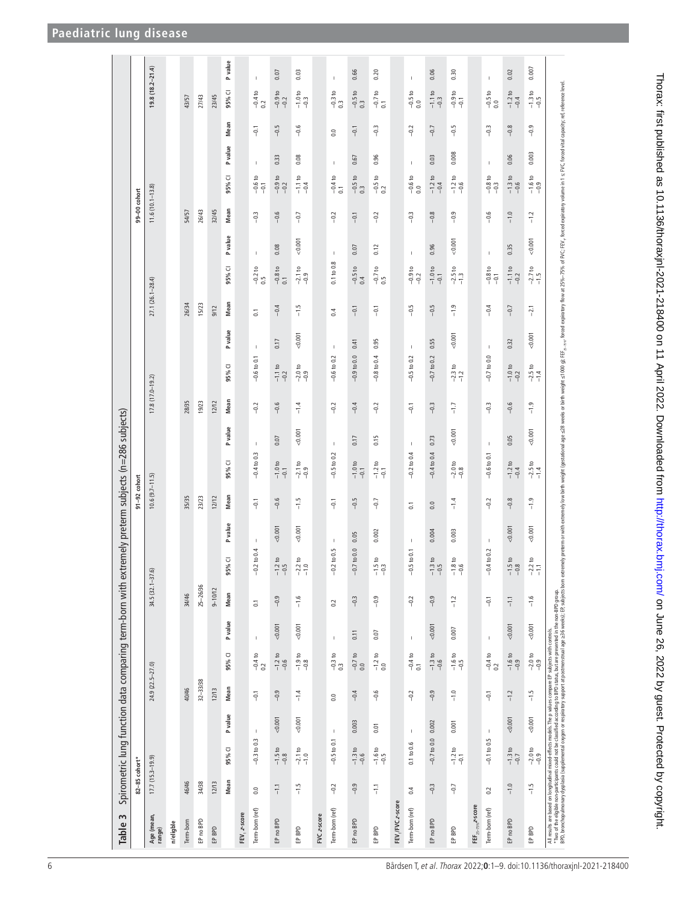## Table 3 Spirometric lung function data comparing term-born with extremely preterm subjects (n=286 subjects)

| | 82–85 cohort* | | | 91–92 cohort | | | | | | | | | 99–00 cohort | | | | | |
|---|---|---|---|---|---|---|---|---|---|---|---|---|---|---|---|---|---|---|
| **Age (mean, range)** | 17.7 (15.3–19.9) | | | 24.9 (22.5–27.0) | | | 34.5 (32.1–37.6) | | | 10.6 (9.7–11.5) | | | 17.8 (17.0–19.2) | | | 27.1 (26.1–28.4) | | |
| **n/eligible** | | | | | | | | | | | | | | | | | | |
| Term-born | 46/46 | | | 40/46 | | | 34/46 | | | 35/35 | | | 28/35 | | | 26/34 | | |
| EP no BPD | 34/38 | | | 32–33/38 | | | 25–26/36 | | | 23/23 | | | 19/23 | | | 15/23 | | |
| EP BPD | 12/13 | | | 12/13 | | | 9–10/12 | | | 12/12 | | | 12/12 | | | 9/12 | | |
| | **Mean** | **95% CI** | **P value** | **Mean** | **95% CI** | **P value** | **Mean** | **95% CI** | **P value** | **Mean** | **95% CI** | **P value** | **Mean** | **95% CI** | **P value** | **Mean** | **95% CI** | **P value** |
| **$FEV_1$ z-score** | | | | | | | | | | | | | | | | | | |
| Term-born (ref) | 0.0 | −0.3 to 0.3 | – | −0.1 | −0.4 to 0.2 | – | 0.1 | −0.2 to 0.4 | – | −0.1 | −0.4 to 0.3 | – | −0.2 | −0.6 to 0.1 | – | 0.1 | −0.2 to 0.5 | – |
| EP no BPD | −1.1 | −1.5 to −0.8 | <0.001 | −0.9 | −1.2 to −0.6 | <0.001 | −0.9 | −1.2 to −0.5 | <0.001 | −0.6 | −1.0 to −0.1 | 0.07 | −0.6 | −1.1 to −0.2 | 0.17 | −0.4 | −0.8 to 0.1 | 0.08 |
| EP BPD | −1.5 | −2.1 to −1.0 | <0.001 | −1.4 | −1.9 to −0.8 | <0.001 | −1.6 | −2.2 to −1.0 | <0.001 | −1.5 | −2.1 to −0.9 | <0.001 | −1.4 | −2.0 to −0.9 | <0.001 | −1.5 | −2.1 to −0.9 | <0.001 |
| **FVC z-score** | | | | | | | | | | | | | | | | | | |
| Term-born (ref) | −0.2 | −0.5 to 0.1 | – | 0.0 | −0.3 to 0.3 | – | 0.2 | −0.2 to 0.5 | – | −0.1 | −0.5 to 0.2 | – | −0.2 | −0.6 to 0.2 | – | 0.4 | 0.1 to 0.8 | – |
| EP no BPD | −0.9 | −1.3 to −0.6 | 0.003 | −0.4 | −0.7 to 0.0 | 0.11 | −0.3 | −0.7 to 0.0 | 0.05 | −0.5 | −1.0 to −0.1 | 0.17 | −0.4 | −0.9 to 0.0 | 0.41 | −0.1 | −0.5 to 0.4 | 0.07 |
| EP BPD | −1.1 | −1.6 to −0.5 | 0.01 | −0.6 | −1.2 to 0.0 | 0.07 | −0.9 | −1.5 to −0.3 | 0.002 | −0.7 | −1.2 to −0.1 | 0.15 | −0.2 | −0.8 to 0.4 | 0.95 | −0.1 | −0.7 to 0.5 | 0.12 |
| **$FEV_1$/FVC z-score** | | | | | | | | | | | | | | | | | | |
| Term-born (ref) | 0.4 | 0.1 to 0.6 | – | −0.2 | −0.4 to 0.1 | – | −0.2 | −0.5 to 0.1 | – | 0.1 | −0.2 to 0.4 | – | −0.1 | −0.5 to 0.2 | – | −0.5 | −0.9 to −0.2 | – |
| EP no BPD | −0.3 | −0.7 to 0.0 | 0.002 | −0.9 | −1.3 to −0.6 | <0.001 | −0.9 | −1.3 to −0.5 | 0.004 | 0.0 | −0.4 to 0.4 | 0.73 | −0.3 | −0.7 to 0.2 | 0.55 | −0.5 | −1.0 to −0.1 | 0.96 |
| EP BPD | −0.7 | −1.2 to −0.1 | 0.001 | −1.0 | −1.6 to −0.5 | 0.007 | −1.2 | −1.8 to −0.6 | 0.003 | −1.4 | −2.0 to −0.8 | <0.001 | −1.7 | −2.3 to −1.2 | <0.001 | −1.9 | −2.5 to −1.3 | <0.001 |
| **$FEF_{25-75\%}$ z-score** | | | | | | | | | | | | | | | | | | |
| Term-born (ref) | 0.2 | −0.1 to 0.5 | – | −0.1 | −0.4 to 0.2 | – | −0.1 | −0.4 to 0.2 | – | −0.2 | −0.6 to 0.1 | – | −0.3 | −0.7 to 0.0 | – | −0.4 | −0.8 to −0.1 | – |
| EP no BPD | −1.0 | −1.3 to −0.7 | <0.001 | −1.2 | −1.6 to −0.9 | <0.001 | −1.1 | −1.5 to −0.8 | <0.001 | −0.8 | −1.2 to −0.4 | 0.05 | −0.6 | −1.0 to −0.2 | 0.32 | −0.7 | −1.1 to −0.2 | 0.35 |
| EP BPD | −1.5 | −2.0 to −0.9 | <0.001 | −1.5 | −2.0 to −0.9 | <0.001 | −1.6 | −2.2 to −1.1 | <0.001 | −1.9 | −2.5 to −1.4 | <0.001 | −1.9 | −2.5 to −1.4 | <0.001 | −2.1 | −2.7 to −1.5 | <0.001 |

Continuation of Table 3 (99–00 cohort, later time points):

| | 99–00 cohort | | | | | |
|---|---|---|---|---|---|---|
| **Age (mean, range)** | 11.6 (10.1–13.8) | | | 19.8 (18.2–21.4) | | |
| **n/eligible** | | | | | | |
| Term-born | 54/57 | | | 43/57 | | |
| EP no BPD | 26/43 | | | 27/43 | | |
| EP BPD | 32/45 | | | 23/45 | | |
| | **Mean** | **95% CI** | **P value** | **Mean** | **95% CI** | **P value** |
| **$FEV_1$ z-score** | | | | | | |
| Term-born (ref) | −0.3 | −0.6 to −0.1 | – | −0.1 | −0.4 to 0.2 | – |
| EP no BPD | −0.6 | −0.9 to −0.2 | 0.33 | −0.5 | −0.9 to −0.2 | 0.07 |
| EP BPD | −0.7 | −1.1 to −0.4 | 0.08 | −0.6 | −1.0 to −0.3 | 0.03 |
| **FVC z-score** | | | | | | |
| Term-born (ref) | −0.2 | −0.4 to 0.1 | – | 0.0 | −0.3 to 0.3 | – |
| EP no BPD | −0.1 | −0.5 to 0.3 | 0.67 | −0.1 | −0.5 to 0.3 | 0.66 |
| EP BPD | −0.2 | −0.5 to 0.2 | 0.96 | −0.3 | −0.7 to 0.1 | 0.20 |
| **$FEV_1$/FVC z-score** | | | | | | |
| Term-born (ref) | −0.3 | −0.6 to 0.0 | – | −0.2 | −0.5 to 0.0 | – |
| EP no BPD | −0.8 | −1.2 to −0.4 | 0.03 | −0.7 | −1.1 to −0.3 | 0.06 |
| EP BPD | −0.9 | −1.2 to −0.6 | 0.008 | −0.5 | −0.9 to −0.1 | 0.30 |
| **$FEF_{25-75\%}$ z-score** | | | | | | |
| Term-born (ref) | −0.6 | −0.8 to −0.3 | – | −0.3 | −0.5 to 0.0 | – |
| EP no BPD | −1.0 | −1.3 to −0.6 | 0.06 | −0.8 | −1.2 to −0.4 | 0.02 |
| EP BPD | −1.2 | −1.6 to −0.9 | 0.003 | −0.9 | −1.3 to −0.5 | 0.007 |

All results are based on longitudinal mixed-effects models. The p values compare EP subjects with controls.

*Two of the eligible non-participants could not be classified according to BPD status, but are presented in the non-BPD group.

BPD, bronchopulmonary dysplasia (supplemental oxygen or respiratory support at postmenstrual age ≥36 weeks); EP, subjects born extremely preterm or with extremely low birth weight (gestational age ≤28 weeks or birth weight ≤1000 g); $FEF_{25-75\%}$, forced expiratory flow at 25%–75% of FVC; $FEV_1$, forced expiratory volume in 1 s; FVC, forced vital capacity; ref, reference level.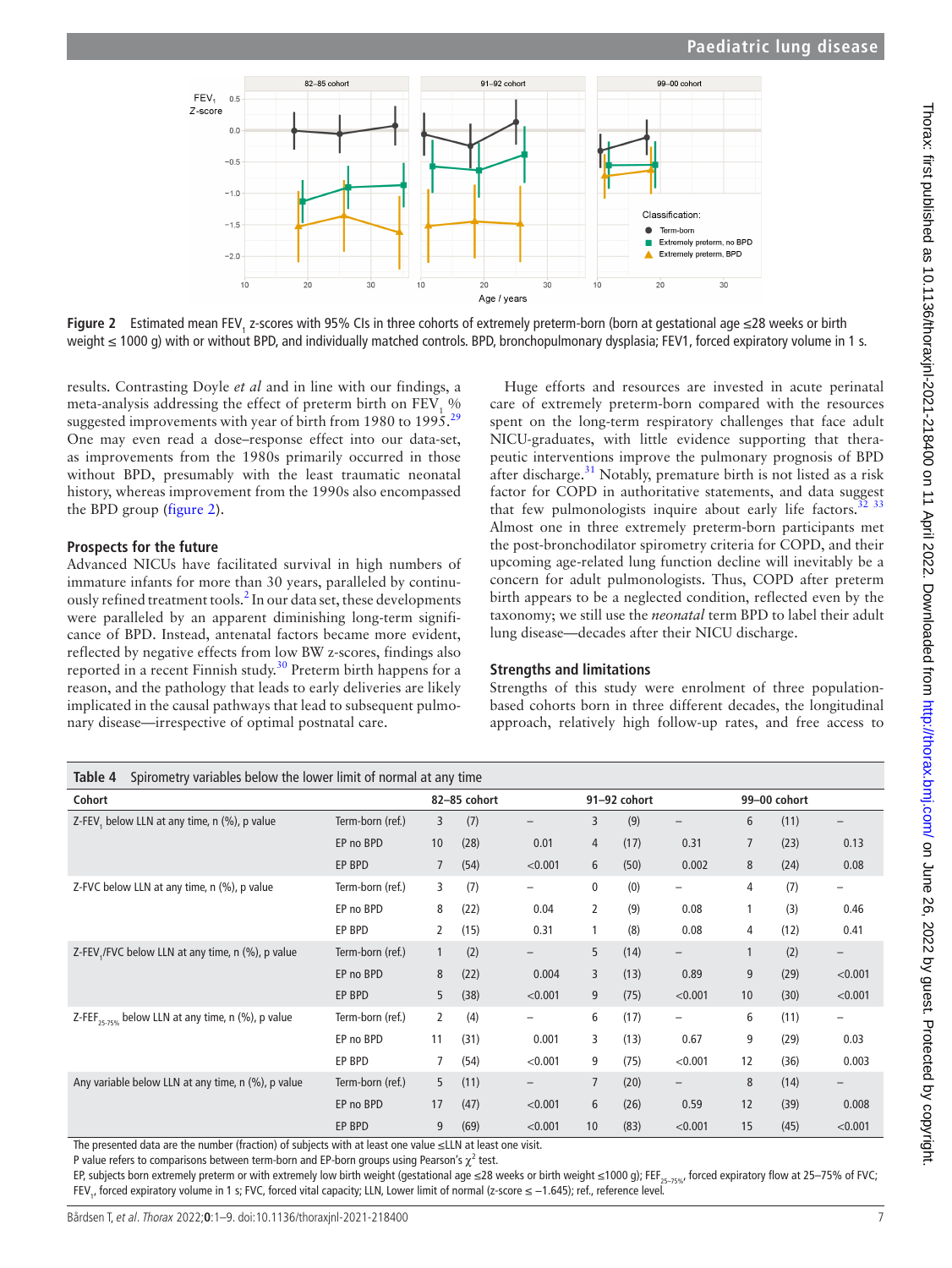Figure 2 Estimated mean $FEV_1$ z-scores with 95% CIs in three cohorts of extremely preterm-born (born at gestational age ≤28 weeks or birth weight ≤ 1000 g) with or without BPD, and individually matched controls. BPD, bronchopulmonary dysplasia; FEV1, forced expiratory volume in 1 s.

results. Contrasting Doyle *et al* and in line with our findings, a meta-analysis addressing the effect of preterm birth on $FEV_1$ % suggested improvements with year of birth from 1980 to 1995.[29] One may even read a dose–response effect into our data-set, as improvements from the 1980s primarily occurred in those without BPD, presumably with the least traumatic neonatal history, whereas improvement from the 1990s also encompassed the BPD group (figure 2).

### Prospects for the future

Advanced NICUs have facilitated survival in high numbers of immature infants for more than 30 years, paralleled by continuously refined treatment tools.[2] In our data set, these developments were paralleled by an apparent diminishing long-term significance of BPD. Instead, antenatal factors became more evident, reflected by negative effects from low BW z-scores, findings also reported in a recent Finnish study.[30] Preterm birth happens for a reason, and the pathology that leads to early deliveries are likely implicated in the causal pathways that lead to subsequent pulmonary disease—irrespective of optimal postnatal care.

Huge efforts and resources are invested in acute perinatal care of extremely preterm-born compared with the resources spent on the long-term respiratory challenges that face adult NICU-graduates, with little evidence supporting that therapeutic interventions improve the pulmonary prognosis of BPD after discharge.[31] Notably, premature birth is not listed as a risk factor for COPD in authoritative statements, and data suggest that few pulmonologists inquire about early life factors.[32,33] Almost one in three extremely preterm-born participants met the post-bronchodilator spirometry criteria for COPD, and their upcoming age-related lung function decline will inevitably be a concern for adult pulmonologists. Thus, COPD after preterm birth appears to be a neglected condition, reflected even by the taxonomy; we still use the *neonatal* term BPD to label their adult lung disease—decades after their NICU discharge.

### Strengths and limitations

Strengths of this study were enrolment of three population-based cohorts born in three different decades, the longitudinal approach, relatively high follow-up rates, and free access to

**Table 4** Spirometry variables below the lower limit of normal at any time

| Cohort | | 82–85 cohort | | | 91–92 cohort | | | 99–00 cohort | | |
|---|---|---|---|---|---|---|---|---|---|---|
| Z-$FEV_1$ below LLN at any time, n (%), p value | Term-born (ref.) | 3 | (7) | – | 3 | (9) | – | 6 | (11) | – |
| | EP no BPD | 10 | (28) | 0.01 | 4 | (17) | 0.31 | 7 | (23) | 0.13 |
| | EP BPD | 7 | (54) | <0.001 | 6 | (50) | 0.002 | 8 | (24) | 0.08 |
| Z-FVC below LLN at any time, n (%), p value | Term-born (ref.) | 3 | (7) | – | 0 | (0) | – | 4 | (7) | – |
| | EP no BPD | 8 | (22) | 0.04 | 2 | (9) | 0.08 | 1 | (3) | 0.46 |
| | EP BPD | 2 | (15) | 0.31 | 1 | (8) | 0.08 | 4 | (12) | 0.41 |
| Z-$FEV_1$/FVC below LLN at any time, n (%), p value | Term-born (ref.) | 1 | (2) | – | 5 | (14) | – | 1 | (2) | – |
| | EP no BPD | 8 | (22) | 0.004 | 3 | (13) | 0.89 | 9 | (29) | <0.001 |
| | EP BPD | 5 | (38) | <0.001 | 9 | (75) | <0.001 | 10 | (30) | <0.001 |
| Z-$FEF_{25-75\%}$ below LLN at any time, n (%), p value | Term-born (ref.) | 2 | (4) | – | 6 | (17) | – | 6 | (11) | – |
| | EP no BPD | 11 | (31) | 0.001 | 3 | (13) | 0.67 | 9 | (29) | 0.03 |
| | EP BPD | 7 | (54) | <0.001 | 9 | (75) | <0.001 | 12 | (36) | 0.003 |
| Any variable below LLN at any time, n (%), p value | Term-born (ref.) | 5 | (11) | – | 7 | (20) | – | 8 | (14) | – |
| | EP no BPD | 17 | (47) | <0.001 | 6 | (26) | 0.59 | 12 | (39) | 0.008 |
| | EP BPD | 9 | (69) | <0.001 | 10 | (83) | <0.001 | 15 | (45) | <0.001 |

The presented data are the number (fraction) of subjects with at least one value ≤LLN at least one visit.
P value refers to comparisons between term-born and EP-born groups using Pearson's $\chi^2$ test.
EP, subjects born extremely preterm or with extremely low birth weight (gestational age ≤28 weeks or birth weight ≤1000 g); $FEF_{25-75\%}$, forced expiratory flow at 25–75% of FVC; $FEV_1$, forced expiratory volume in 1 s; FVC, forced vital capacity; LLN, Lower limit of normal (z-score ≤ −1.645); ref., reference level.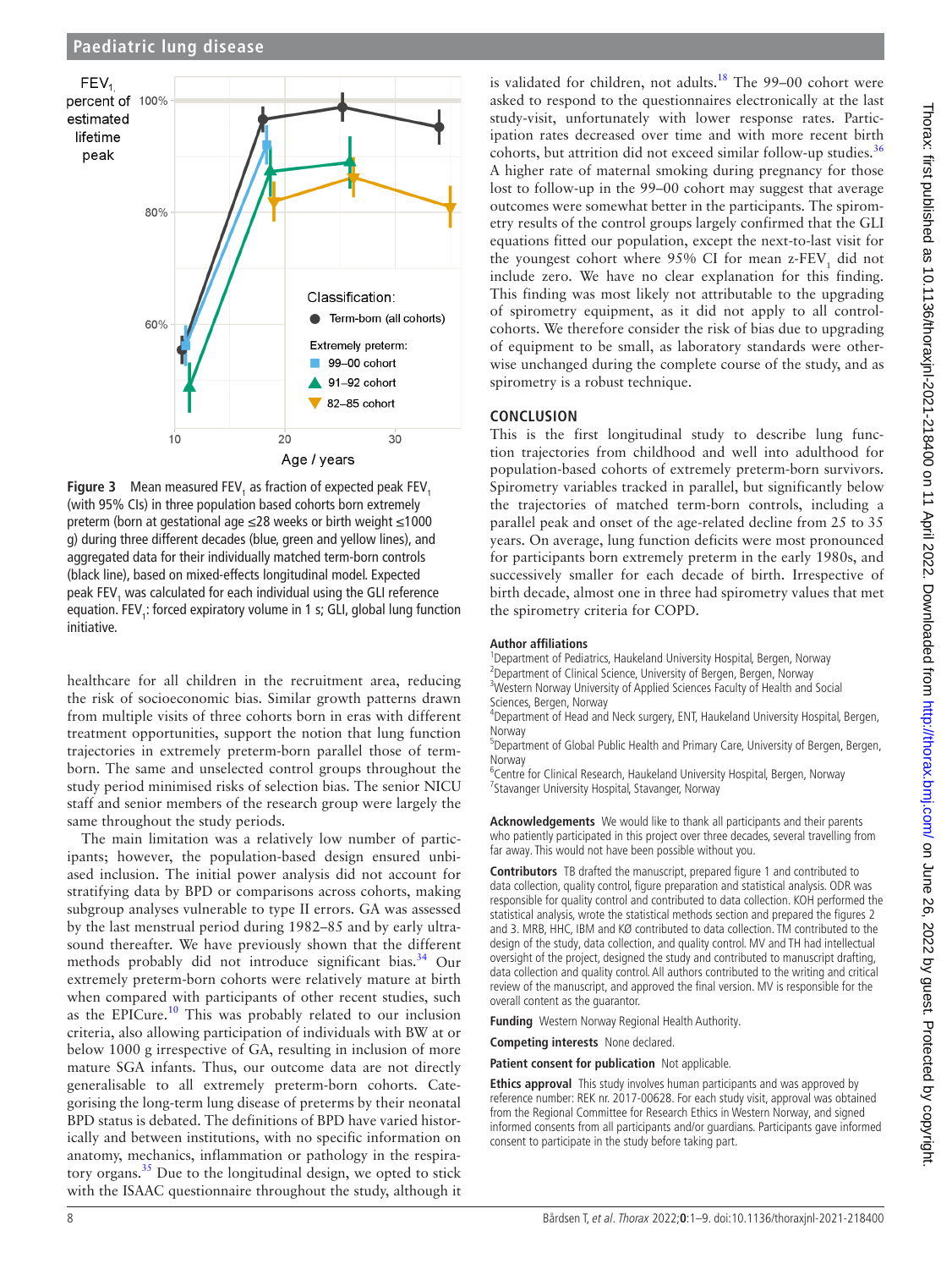Figure 3 Mean measured $FEV_1$ as fraction of expected peak $FEV_1$ (with 95% CIs) in three population based cohorts born extremely preterm (born at gestational age ≤28 weeks or birth weight ≤1000 g) during three different decades (blue, green and yellow lines), and aggregated data for their individually matched term-born controls (black line), based on mixed-effects longitudinal model. Expected peak $FEV_1$ was calculated for each individual using the GLI reference equation. $FEV_1$: forced expiratory volume in 1 s; GLI, global lung function initiative.

healthcare for all children in the recruitment area, reducing the risk of socioeconomic bias. Similar growth patterns drawn from multiple visits of three cohorts born in eras with different treatment opportunities, support the notion that lung function trajectories in extremely preterm-born parallel those of term-born. The same and unselected control groups throughout the study period minimised risks of selection bias. The senior NICU staff and senior members of the research group were largely the same throughout the study periods.

The main limitation was a relatively low number of participants; however, the population-based design ensured unbiased inclusion. The initial power analysis did not account for stratifying data by BPD or comparisons across cohorts, making subgroup analyses vulnerable to type II errors. GA was assessed by the last menstrual period during 1982–85 and by early ultrasound thereafter. We have previously shown that the different methods probably did not introduce significant bias.[34] Our extremely preterm-born cohorts were relatively mature at birth when compared with participants of other recent studies, such as the EPICure.[10] This was probably related to our inclusion criteria, also allowing participation of individuals with BW at or below 1000 g irrespective of GA, resulting in inclusion of more mature SGA infants. Thus, our outcome data are not directly generalisable to all extremely preterm-born cohorts. Categorising the long-term lung disease of preterms by their neonatal BPD status is debated. The definitions of BPD have varied historically and between institutions, with no specific information on anatomy, mechanics, inflammation or pathology in the respiratory organs.[35] Due to the longitudinal design, we opted to stick with the ISAAC questionnaire throughout the study, although it is validated for children, not adults.[18] The 99–00 cohort were asked to respond to the questionnaires electronically at the last study-visit, unfortunately with lower response rates. Participation rates decreased over time and with more recent birth cohorts, but attrition did not exceed similar follow-up studies.[36] A higher rate of maternal smoking during pregnancy for those lost to follow-up in the 99–00 cohort may suggest that average outcomes were somewhat better in the participants. The spirometry results of the control groups largely confirmed that the GLI equations fitted our population, except the next-to-last visit for the youngest cohort where 95% CI for mean z-$FEV_1$ did not include zero. We have no clear explanation for this finding. This finding was most likely not attributable to the upgrading of spirometry equipment, as it did not apply to all control-cohorts. We therefore consider the risk of bias due to upgrading of equipment to be small, as laboratory standards were otherwise unchanged during the complete course of the study, and as spirometry is a robust technique.

## CONCLUSION

This is the first longitudinal study to describe lung function trajectories from childhood and well into adulthood for population-based cohorts of extremely preterm-born survivors. Spirometry variables tracked in parallel, but significantly below the trajectories of matched term-born controls, including a parallel peak and onset of the age-related decline from 25 to 35 years. On average, lung function deficits were most pronounced for participants born extremely preterm in the early 1980s, and successively smaller for each decade of birth. Irrespective of birth decade, almost one in three had spirometry values that met the spirometry criteria for COPD.

**Author affiliations**
[1]Department of Pediatrics, Haukeland University Hospital, Bergen, Norway
[2]Department of Clinical Science, University of Bergen, Bergen, Norway
[3]Western Norway University of Applied Sciences Faculty of Health and Social Sciences, Bergen, Norway
[4]Department of Head and Neck surgery, ENT, Haukeland University Hospital, Bergen, Norway
[5]Department of Global Public Health and Primary Care, University of Bergen, Bergen, Norway
[6]Centre for Clinical Research, Haukeland University Hospital, Bergen, Norway
[7]Stavanger University Hospital, Stavanger, Norway

**Acknowledgements** We would like to thank all participants and their parents who patiently participated in this project over three decades, several travelling from far away. This would not have been possible without you.

**Contributors** TB drafted the manuscript, prepared figure 1 and contributed to data collection, quality control, figure preparation and statistical analysis. ODR was responsible for quality control and contributed to data collection. KOH performed the statistical analysis, wrote the statistical methods section and prepared the figures 2 and 3. MRB, HHC, IBM and KØ contributed to data collection. TM contributed to the design of the study, data collection, and quality control. MV and TH had intellectual oversight of the project, designed the study and contributed to manuscript drafting, data collection and quality control. All authors contributed to the writing and critical review of the manuscript, and approved the final version. MV is responsible for the overall content as the guarantor.

**Funding** Western Norway Regional Health Authority.

**Competing interests** None declared.

**Patient consent for publication** Not applicable.

**Ethics approval** This study involves human participants and was approved by reference number: REK nr. 2017-00628. For each study visit, approval was obtained from the Regional Committee for Research Ethics in Western Norway, and signed informed consents from all participants and/or guardians. Participants gave informed consent to participate in the study before taking part.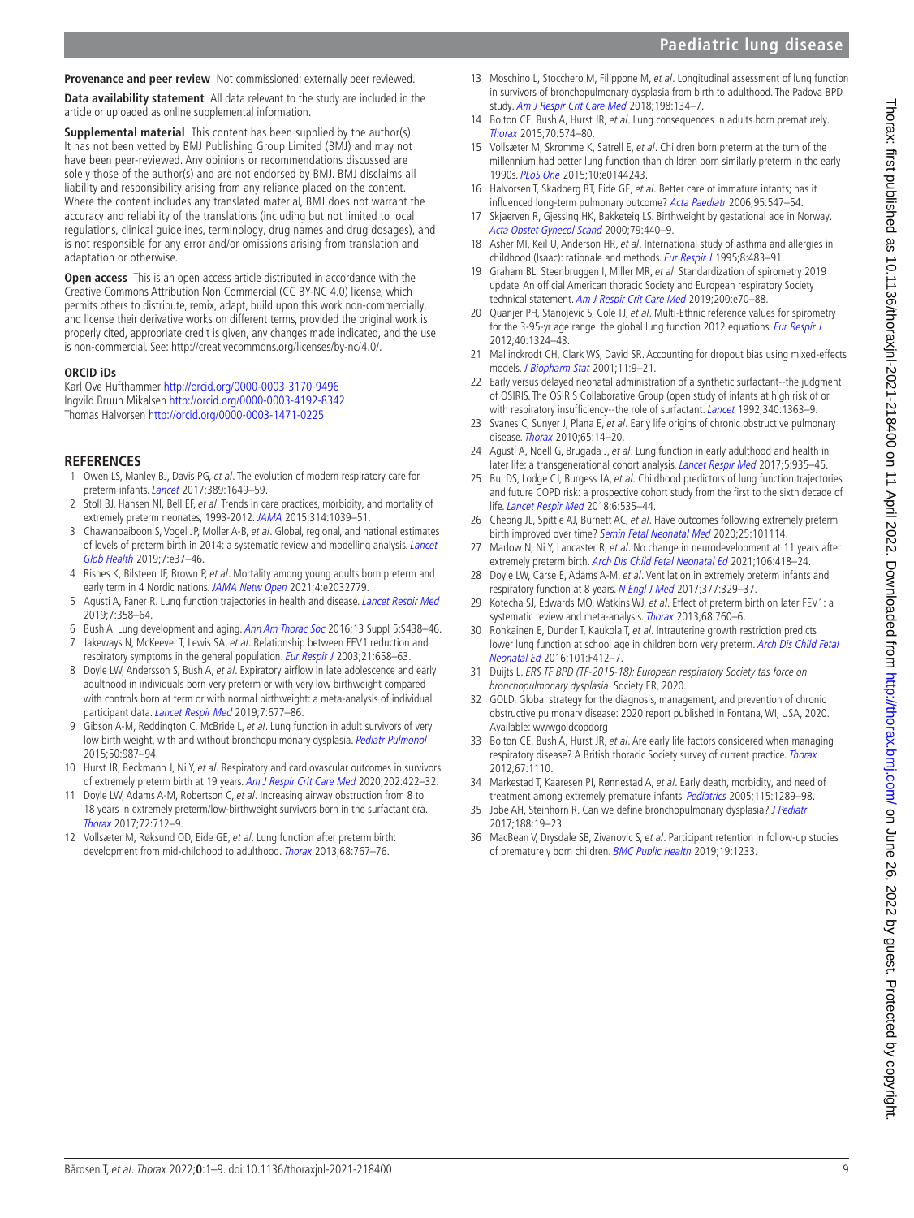**Provenance and peer review** Not commissioned; externally peer reviewed.

**Data availability statement** All data relevant to the study are included in the article or uploaded as online supplemental information.

**Supplemental material** This content has been supplied by the author(s). It has not been vetted by BMJ Publishing Group Limited (BMJ) and may not have been peer-reviewed. Any opinions or recommendations discussed are solely those of the author(s) and are not endorsed by BMJ. BMJ disclaims all liability and responsibility arising from any reliance placed on the content. Where the content includes any translated material, BMJ does not warrant the accuracy and reliability of the translations (including but not limited to local regulations, clinical guidelines, terminology, drug names and drug dosages), and is not responsible for any error and/or omissions arising from translation and adaptation or otherwise.

**Open access** This is an open access article distributed in accordance with the Creative Commons Attribution Non Commercial (CC BY-NC 4.0) license, which permits others to distribute, remix, adapt, build upon this work non-commercially, and license their derivative works on different terms, provided the original work is properly cited, appropriate credit is given, any changes made indicated, and the use is non-commercial. See: http://creativecommons.org/licenses/by-nc/4.0/.

**ORCID iDs**

Karl Ove Hufthammer http://orcid.org/0000-0003-3170-9496
Ingvild Bruun Mikalsen http://orcid.org/0000-0003-4192-8342
Thomas Halvorsen http://orcid.org/0000-0003-1471-0225

## REFERENCES

1. Owen LS, Manley BJ, Davis PG, *et al*. The evolution of modern respiratory care for preterm infants. *Lancet* 2017;389:1649–59.
2. Stoll BJ, Hansen NI, Bell EF, *et al*. Trends in care practices, morbidity, and mortality of extremely preterm neonates, 1993-2012. *JAMA* 2015;314:1039–51.
3. Chawanpaiboon S, Vogel JP, Moller A-B, *et al*. Global, regional, and national estimates of levels of preterm birth in 2014: a systematic review and modelling analysis. *Lancet Glob Health* 2019;7:e37–46.
4. Risnes K, Bilsteen JF, Brown P, *et al*. Mortality among young adults born preterm and early term in 4 Nordic nations. *JAMA Netw Open* 2021;4:e2032779.
5. Agusti A, Faner R. Lung function trajectories in health and disease. *Lancet Respir Med* 2019;7:358–64.
6. Bush A. Lung development and aging. *Ann Am Thorac Soc* 2016;13 Suppl 5:S438–46.
7. Jakeways N, McKeever T, Lewis SA, *et al*. Relationship between FEV1 reduction and respiratory symptoms in the general population. *Eur Respir J* 2003;21:658–63.
8. Doyle LW, Andersson S, Bush A, *et al*. Expiratory airflow in late adolescence and early adulthood in individuals born very preterm or with very low birthweight compared with controls born at term or with normal birthweight: a meta-analysis of individual participant data. *Lancet Respir Med* 2019;7:677–86.
9. Gibson A-M, Reddington C, McBride L, *et al*. Lung function in adult survivors of very low birth weight, with and without bronchopulmonary dysplasia. *Pediatr Pulmonol* 2015;50:987–94.
10. Hurst JR, Beckmann J, Ni Y, *et al*. Respiratory and cardiovascular outcomes in survivors of extremely preterm birth at 19 years. *Am J Respir Crit Care Med* 2020;202:422–32.
11. Doyle LW, Adams A-M, Robertson C, *et al*. Increasing airway obstruction from 8 to 18 years in extremely preterm/low-birthweight survivors born in the surfactant era. *Thorax* 2017;72:712–9.
12. Vollsæter M, Røksund OD, Eide GE, *et al*. Lung function after preterm birth: development from mid-childhood to adulthood. *Thorax* 2013;68:767–76.
13. Moschino L, Stocchero M, Filippone M, *et al*. Longitudinal assessment of lung function in survivors of bronchopulmonary dysplasia from birth to adulthood. The Padova BPD study. *Am J Respir Crit Care Med* 2018;198:134–7.
14. Bolton CE, Bush A, Hurst JR, *et al*. Lung consequences in adults born prematurely. *Thorax* 2015;70:574–80.
15. Vollsæter M, Skromme K, Satrell E, *et al*. Children born preterm at the turn of the millennium had better lung function than children born similarly preterm in the early 1990s. *PLoS One* 2015;10:e0144243.
16. Halvorsen T, Skadberg BT, Eide GE, *et al*. Better care of immature infants; has it influenced long-term pulmonary outcome? *Acta Paediatr* 2006;95:547–54.
17. Skjaerven R, Gjessing HK, Bakketeig LS. Birthweight by gestational age in Norway. *Acta Obstet Gynecol Scand* 2000;79:440–9.
18. Asher MI, Keil U, Anderson HR, *et al*. International study of asthma and allergies in childhood (Isaac): rationale and methods. *Eur Respir J* 1995;8:483–91.
19. Graham BL, Steenbruggen I, Miller MR, *et al*. Standardization of spirometry 2019 update. An official American thoracic Society and European respiratory Society technical statement. *Am J Respir Crit Care Med* 2019;200:e70–88.
20. Quanjer PH, Stanojevic S, Cole TJ, *et al*. Multi-Ethnic reference values for spirometry for the 3-95-yr age range: the global lung function 2012 equations. *Eur Respir J* 2012;40:1324–43.
21. Mallinckrodt CH, Clark WS, David SR. Accounting for dropout bias using mixed-effects models. *J Biopharm Stat* 2001;11:9–21.
22. Early versus delayed neonatal administration of a synthetic surfactant--the judgment of OSIRIS. The OSIRIS Collaborative Group (open study of infants at high risk of or with respiratory insufficiency--the role of surfactant. *Lancet* 1992;340:1363–9.
23. Svanes C, Sunyer J, Plana E, *et al*. Early life origins of chronic obstructive pulmonary disease. *Thorax* 2010;65:14–20.
24. Agustí A, Noell G, Brugada J, *et al*. Lung function in early adulthood and health in later life: a transgenerational cohort analysis. *Lancet Respir Med* 2017;5:935–45.
25. Bui DS, Lodge CJ, Burgess JA, *et al*. Childhood predictors of lung function trajectories and future COPD risk: a prospective cohort study from the first to the sixth decade of life. *Lancet Respir Med* 2018;6:535–44.
26. Cheong JL, Spittle AJ, Burnett AC, *et al*. Have outcomes following extremely preterm birth improved over time? *Semin Fetal Neonatal Med* 2020;25:101114.
27. Marlow N, Ni Y, Lancaster R, *et al*. No change in neurodevelopment at 11 years after extremely preterm birth. *Arch Dis Child Fetal Neonatal Ed* 2021;106:418–24.
28. Doyle LW, Carse E, Adams A-M, *et al*. Ventilation in extremely preterm infants and respiratory function at 8 years. *N Engl J Med* 2017;377:329–37.
29. Kotecha SJ, Edwards MO, Watkins WJ, *et al*. Effect of preterm birth on later FEV1: a systematic review and meta-analysis. *Thorax* 2013;68:760–6.
30. Ronkainen E, Dunder T, Kaukola T, *et al*. Intrauterine growth restriction predicts lower lung function at school age in children born very preterm. *Arch Dis Child Fetal Neonatal Ed* 2016;101:F412–7.
31. Duijts L. *ERS TF BPD (TF-2015-18); European respiratory Society tas force on bronchopulmonary dysplasia*. Society ER, 2020.
32. GOLD. Global strategy for the diagnosis, management, and prevention of chronic obstructive pulmonary disease: 2020 report published in Fontana, WI, USA, 2020. Available: wwwgoldcopdorg
33. Bolton CE, Bush A, Hurst JR, *et al*. Are early life factors considered when managing respiratory disease? A British thoracic Society survey of current practice. *Thorax* 2012;67:1110.
34. Markestad T, Kaaresen PI, Rønnestad A, *et al*. Early death, morbidity, and need of treatment among extremely premature infants. *Pediatrics* 2005;115:1289–98.
35. Jobe AH, Steinhorn R. Can we define bronchopulmonary dysplasia? *J Pediatr* 2017;188:19–23.
36. MacBean V, Drysdale SB, Zivanovic S, *et al*. Participant retention in follow-up studies of prematurely born children. *BMC Public Health* 2019;19:1233.